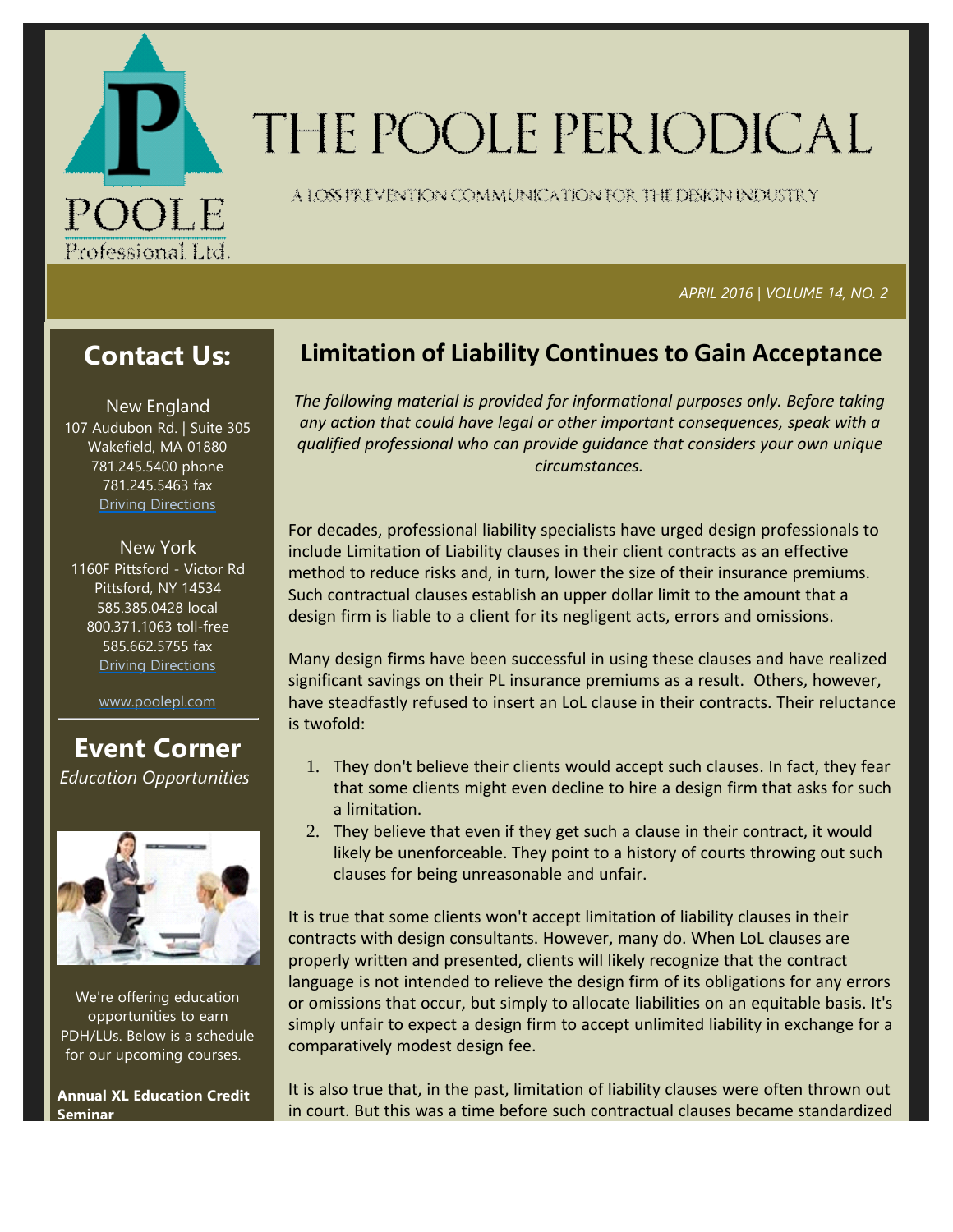# THE POOLE PERIODICAL

A LOSS PREVENTION COMMUNICATION FOR THE DESIGN INDUSTRY

*APRIL 2016 | VOLUME 14, NO. 2*

## Contact Us:

New England
107 Audubon Rd. | Suite 305
Wakefield, MA 01880
781.245.5400 phone
781.245.5463 fax
Driving Directions

New York
1160F Pittsford - Victor Rd
Pittsford, NY 14534
585.385.0428 local
800.371.1063 toll-free
585.662.5755 fax
Driving Directions

www.poolepl.com

## Event Corner

*Education Opportunities*

We're offering education opportunities to earn PDH/LUs. Below is a schedule for our upcoming courses.

**Annual XL Education Credit Seminar**

## Limitation of Liability Continues to Gain Acceptance

*The following material is provided for informational purposes only. Before taking any action that could have legal or other important consequences, speak with a qualified professional who can provide guidance that considers your own unique circumstances.*

For decades, professional liability specialists have urged design professionals to include Limitation of Liability clauses in their client contracts as an effective method to reduce risks and, in turn, lower the size of their insurance premiums. Such contractual clauses establish an upper dollar limit to the amount that a design firm is liable to a client for its negligent acts, errors and omissions.

Many design firms have been successful in using these clauses and have realized significant savings on their PL insurance premiums as a result. Others, however, have steadfastly refused to insert an LoL clause in their contracts. Their reluctance is twofold:

1. They don't believe their clients would accept such clauses. In fact, they fear that some clients might even decline to hire a design firm that asks for such a limitation.
2. They believe that even if they get such a clause in their contract, it would likely be unenforceable. They point to a history of courts throwing out such clauses for being unreasonable and unfair.

It is true that some clients won't accept limitation of liability clauses in their contracts with design consultants. However, many do. When LoL clauses are properly written and presented, clients will likely recognize that the contract language is not intended to relieve the design firm of its obligations for any errors or omissions that occur, but simply to allocate liabilities on an equitable basis. It's simply unfair to expect a design firm to accept unlimited liability in exchange for a comparatively modest design fee.

It is also true that, in the past, limitation of liability clauses were often thrown out in court. But this was a time before such contractual clauses became standardized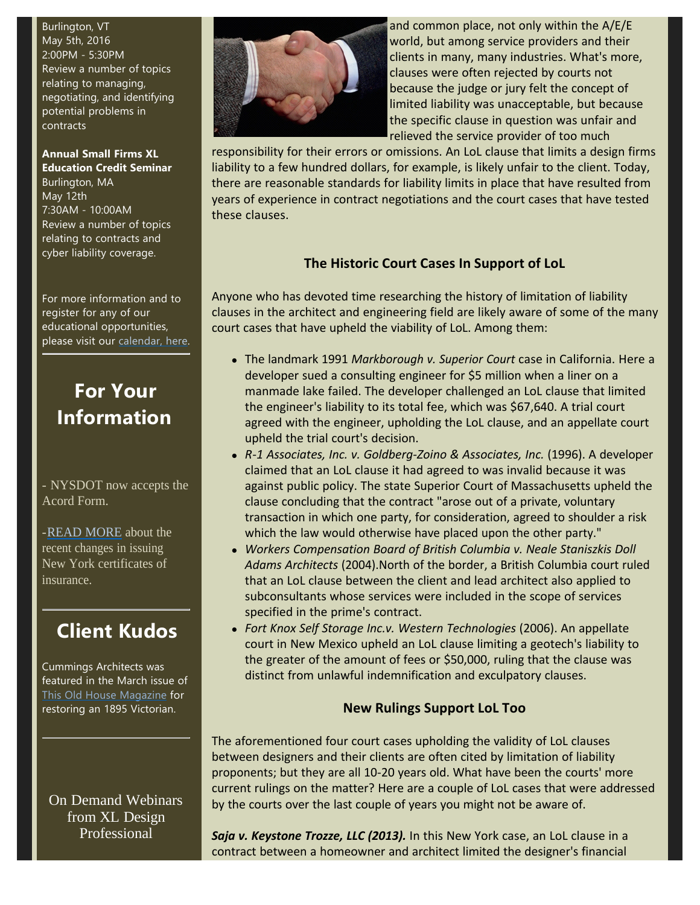Burlington, VT
May 5th, 2016
2:00PM - 5:30PM
Review a number of topics relating to managing, negotiating, and identifying potential problems in contracts

**Annual Small Firms XL Education Credit Seminar**
Burlington, MA
May 12th
7:30AM - 10:00AM
Review a number of topics relating to contracts and cyber liability coverage.

For more information and to register for any of our educational opportunities, please visit our calendar, here.

## For Your Information

- NYSDOT now accepts the Acord Form.

-READ MORE about the recent changes in issuing New York certificates of insurance.

## Client Kudos

Cummings Architects was featured in the March issue of This Old House Magazine for restoring an 1895 Victorian.

On Demand Webinars from XL Design Professional

and common place, not only within the A/E/E world, but among service providers and their clients in many, many industries. What's more, clauses were often rejected by courts not because the judge or jury felt the concept of limited liability was unacceptable, but because the specific clause in question was unfair and relieved the service provider of too much responsibility for their errors or omissions. An LoL clause that limits a design firms liability to a few hundred dollars, for example, is likely unfair to the client. Today, there are reasonable standards for liability limits in place that have resulted from years of experience in contract negotiations and the court cases that have tested these clauses.

### The Historic Court Cases In Support of LoL

Anyone who has devoted time researching the history of limitation of liability clauses in the architect and engineering field are likely aware of some of the many court cases that have upheld the viability of LoL. Among them:

- The landmark 1991 *Markborough v. Superior Court* case in California. Here a developer sued a consulting engineer for $5 million when a liner on a manmade lake failed. The developer challenged an LoL clause that limited the engineer's liability to its total fee, which was $67,640. A trial court agreed with the engineer, upholding the LoL clause, and an appellate court upheld the trial court's decision.
- *R-1 Associates, Inc. v. Goldberg-Zoino & Associates, Inc.* (1996). A developer claimed that an LoL clause it had agreed to was invalid because it was against public policy. The state Superior Court of Massachusetts upheld the clause concluding that the contract "arose out of a private, voluntary transaction in which one party, for consideration, agreed to shoulder a risk which the law would otherwise have placed upon the other party."
- *Workers Compensation Board of British Columbia v. Neale Staniszkis Doll Adams Architects* (2004).North of the border, a British Columbia court ruled that an LoL clause between the client and lead architect also applied to subconsultants whose services were included in the scope of services specified in the prime's contract.
- *Fort Knox Self Storage Inc.v. Western Technologies* (2006). An appellate court in New Mexico upheld an LoL clause limiting a geotech's liability to the greater of the amount of fees or $50,000, ruling that the clause was distinct from unlawful indemnification and exculpatory clauses.

### New Rulings Support LoL Too

The aforementioned four court cases upholding the validity of LoL clauses between designers and their clients are often cited by limitation of liability proponents; but they are all 10-20 years old. What have been the courts' more current rulings on the matter? Here are a couple of LoL cases that were addressed by the courts over the last couple of years you might not be aware of.

***Saja v. Keystone Trozze, LLC (2013).*** In this New York case, an LoL clause in a contract between a homeowner and architect limited the designer's financial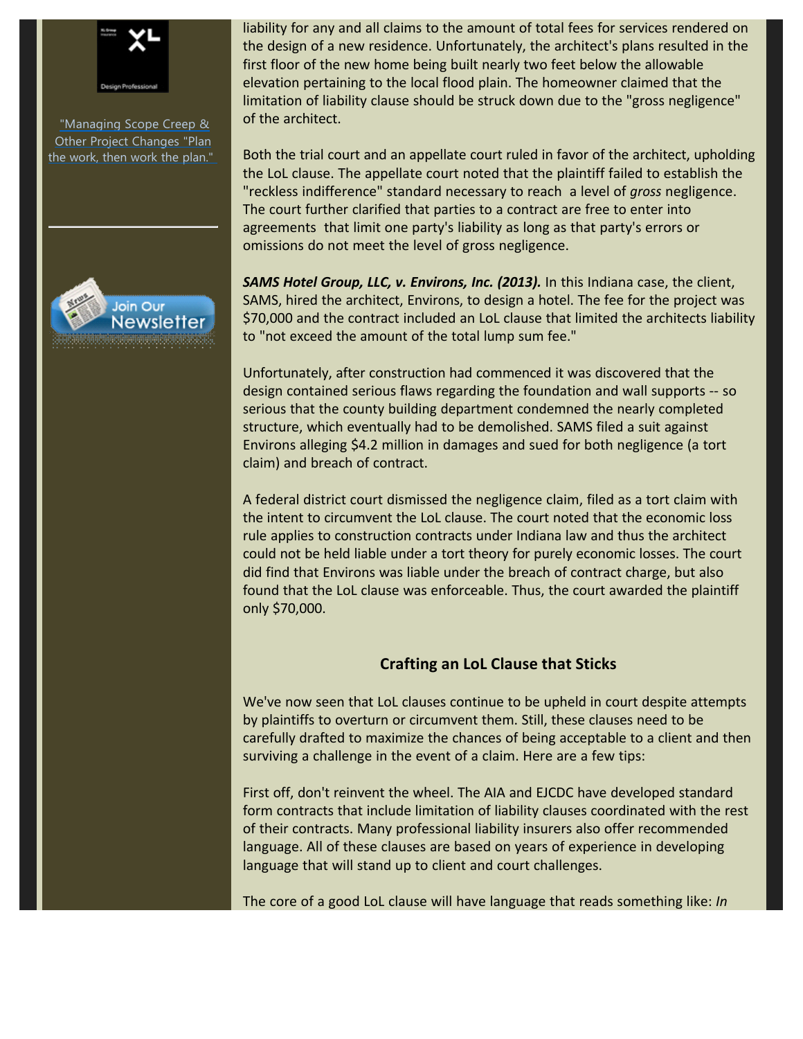"Managing Scope Creep & Other Project Changes "Plan the work, then work the plan."

liability for any and all claims to the amount of total fees for services rendered on the design of a new residence. Unfortunately, the architect's plans resulted in the first floor of the new home being built nearly two feet below the allowable elevation pertaining to the local flood plain. The homeowner claimed that the limitation of liability clause should be struck down due to the "gross negligence" of the architect.

Both the trial court and an appellate court ruled in favor of the architect, upholding the LoL clause. The appellate court noted that the plaintiff failed to establish the "reckless indifference" standard necessary to reach a level of *gross* negligence. The court further clarified that parties to a contract are free to enter into agreements that limit one party's liability as long as that party's errors or omissions do not meet the level of gross negligence.

***SAMS Hotel Group, LLC, v. Environs, Inc. (2013).*** In this Indiana case, the client, SAMS, hired the architect, Environs, to design a hotel. The fee for the project was $70,000 and the contract included an LoL clause that limited the architects liability to "not exceed the amount of the total lump sum fee."

Unfortunately, after construction had commenced it was discovered that the design contained serious flaws regarding the foundation and wall supports -- so serious that the county building department condemned the nearly completed structure, which eventually had to be demolished. SAMS filed a suit against Environs alleging $4.2 million in damages and sued for both negligence (a tort claim) and breach of contract.

A federal district court dismissed the negligence claim, filed as a tort claim with the intent to circumvent the LoL clause. The court noted that the economic loss rule applies to construction contracts under Indiana law and thus the architect could not be held liable under a tort theory for purely economic losses. The court did find that Environs was liable under the breach of contract charge, but also found that the LoL clause was enforceable. Thus, the court awarded the plaintiff only $70,000.

### Crafting an LoL Clause that Sticks

We've now seen that LoL clauses continue to be upheld in court despite attempts by plaintiffs to overturn or circumvent them. Still, these clauses need to be carefully drafted to maximize the chances of being acceptable to a client and then surviving a challenge in the event of a claim. Here are a few tips:

First off, don't reinvent the wheel. The AIA and EJCDC have developed standard form contracts that include limitation of liability clauses coordinated with the rest of their contracts. Many professional liability insurers also offer recommended language. All of these clauses are based on years of experience in developing language that will stand up to client and court challenges.

The core of a good LoL clause will have language that reads something like: *In*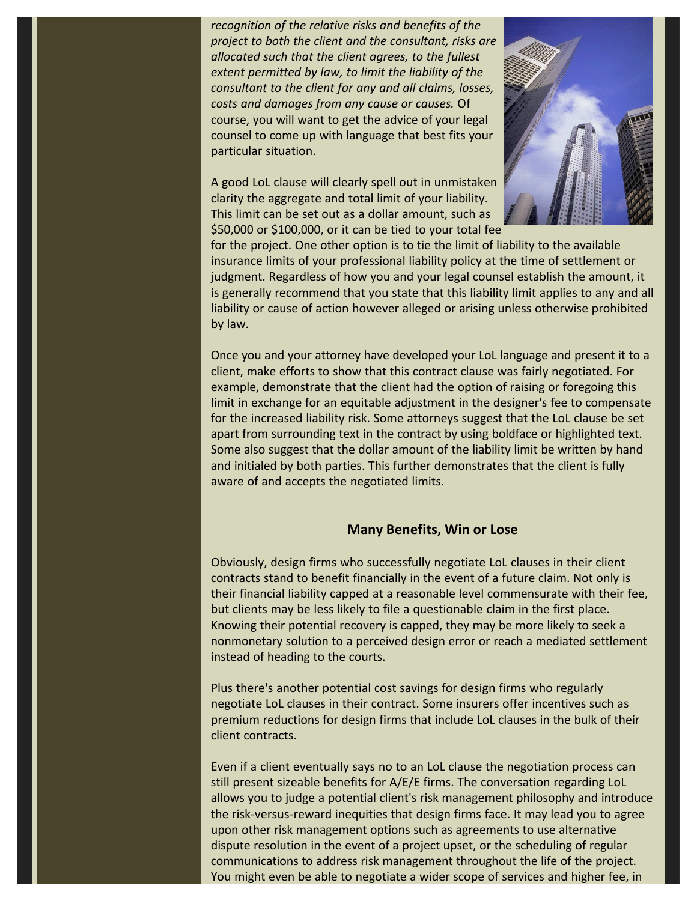*recognition of the relative risks and benefits of the project to both the client and the consultant, risks are allocated such that the client agrees, to the fullest extent permitted by law, to limit the liability of the consultant to the client for any and all claims, losses, costs and damages from any cause or causes.* Of course, you will want to get the advice of your legal counsel to come up with language that best fits your particular situation.

A good LoL clause will clearly spell out in unmistaken clarity the aggregate and total limit of your liability. This limit can be set out as a dollar amount, such as $50,000 or $100,000, or it can be tied to your total fee for the project. One other option is to tie the limit of liability to the available insurance limits of your professional liability policy at the time of settlement or judgment. Regardless of how you and your legal counsel establish the amount, it is generally recommend that you state that this liability limit applies to any and all liability or cause of action however alleged or arising unless otherwise prohibited by law.

Once you and your attorney have developed your LoL language and present it to a client, make efforts to show that this contract clause was fairly negotiated. For example, demonstrate that the client had the option of raising or foregoing this limit in exchange for an equitable adjustment in the designer's fee to compensate for the increased liability risk. Some attorneys suggest that the LoL clause be set apart from surrounding text in the contract by using boldface or highlighted text. Some also suggest that the dollar amount of the liability limit be written by hand and initialed by both parties. This further demonstrates that the client is fully aware of and accepts the negotiated limits.

## Many Benefits, Win or Lose

Obviously, design firms who successfully negotiate LoL clauses in their client contracts stand to benefit financially in the event of a future claim. Not only is their financial liability capped at a reasonable level commensurate with their fee, but clients may be less likely to file a questionable claim in the first place. Knowing their potential recovery is capped, they may be more likely to seek a nonmonetary solution to a perceived design error or reach a mediated settlement instead of heading to the courts.

Plus there's another potential cost savings for design firms who regularly negotiate LoL clauses in their contract. Some insurers offer incentives such as premium reductions for design firms that include LoL clauses in the bulk of their client contracts.

Even if a client eventually says no to an LoL clause the negotiation process can still present sizeable benefits for A/E/E firms. The conversation regarding LoL allows you to judge a potential client's risk management philosophy and introduce the risk-versus-reward inequities that design firms face. It may lead you to agree upon other risk management options such as agreements to use alternative dispute resolution in the event of a project upset, or the scheduling of regular communications to address risk management throughout the life of the project. You might even be able to negotiate a wider scope of services and higher fee, in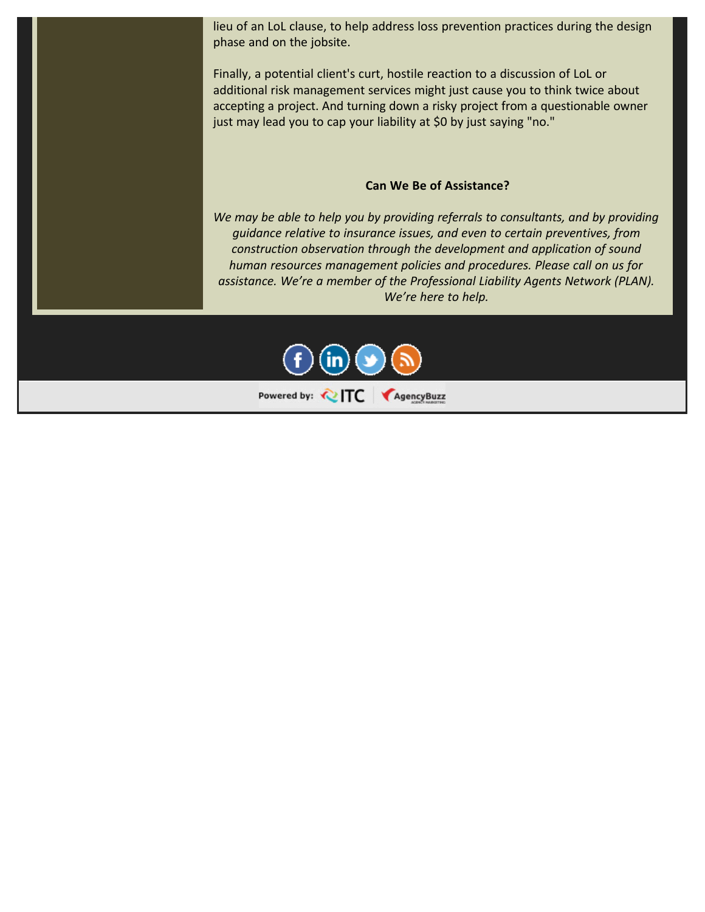lieu of an LoL clause, to help address loss prevention practices during the design phase and on the jobsite.

Finally, a potential client's curt, hostile reaction to a discussion of LoL or additional risk management services might just cause you to think twice about accepting a project. And turning down a risky project from a questionable owner just may lead you to cap your liability at $0 by just saying "no."

**Can We Be of Assistance?**

*We may be able to help you by providing referrals to consultants, and by providing guidance relative to insurance issues, and even to certain preventives, from construction observation through the development and application of sound human resources management policies and procedures. Please call on us for assistance. We're a member of the Professional Liability Agents Network (PLAN). We're here to help.*

Powered by: ITC AgencyBuzz